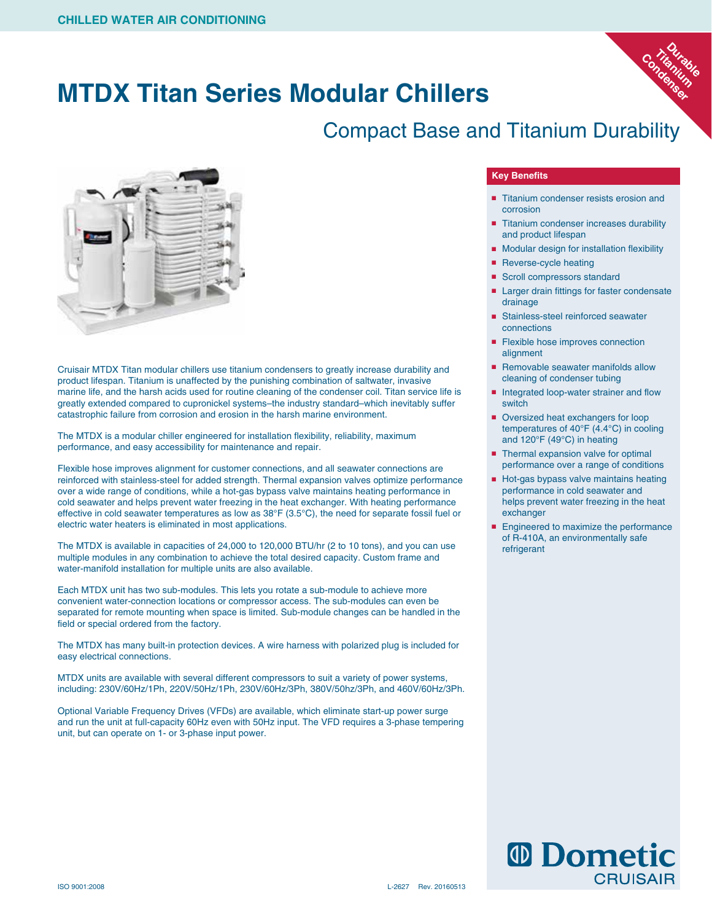CHILLED WATER AIR CONDITIONING

# MTDX Titan Series Modular Chillers

## Compact Base and Titanium Durability

Durable Titanium Condenser

Cruisair MTDX Titan modular chillers use titanium condensers to greatly increase durability and product lifespan. Titanium is unaffected by the punishing combination of saltwater, invasive marine life, and the harsh acids used for routine cleaning of the condenser coil. Titan service life is greatly extended compared to cupronickel systems–the industry standard–which inevitably suffer catastrophic failure from corrosion and erosion in the harsh marine environment.

The MTDX is a modular chiller engineered for installation flexibility, reliability, maximum performance, and easy accessibility for maintenance and repair.

Flexible hose improves alignment for customer connections, and all seawater connections are reinforced with stainless-steel for added strength. Thermal expansion valves optimize performance over a wide range of conditions, while a hot-gas bypass valve maintains heating performance in cold seawater and helps prevent water freezing in the heat exchanger. With heating performance effective in cold seawater temperatures as low as 38°F (3.5°C), the need for separate fossil fuel or electric water heaters is eliminated in most applications.

The MTDX is available in capacities of 24,000 to 120,000 BTU/hr (2 to 10 tons), and you can use multiple modules in any combination to achieve the total desired capacity. Custom frame and water-manifold installation for multiple units are also available.

Each MTDX unit has two sub-modules. This lets you rotate a sub-module to achieve more convenient water-connection locations or compressor access. The sub-modules can even be separated for remote mounting when space is limited. Sub-module changes can be handled in the field or special ordered from the factory.

The MTDX has many built-in protection devices. A wire harness with polarized plug is included for easy electrical connections.

MTDX units are available with several different compressors to suit a variety of power systems, including: 230V/60Hz/1Ph, 220V/50Hz/1Ph, 230V/60Hz/3Ph, 380V/50hz/3Ph, and 460V/60Hz/3Ph.

Optional Variable Frequency Drives (VFDs) are available, which eliminate start-up power surge and run the unit at full-capacity 60Hz even with 50Hz input. The VFD requires a 3-phase tempering unit, but can operate on 1- or 3-phase input power.

### Key Benefits

- Titanium condenser resists erosion and corrosion
- Titanium condenser increases durability and product lifespan
- Modular design for installation flexibility
- Reverse-cycle heating
- Scroll compressors standard
- Larger drain fittings for faster condensate drainage
- Stainless-steel reinforced seawater connections
- Flexible hose improves connection alignment
- Removable seawater manifolds allow cleaning of condenser tubing
- Integrated loop-water strainer and flow switch
- Oversized heat exchangers for loop temperatures of 40°F (4.4°C) in cooling and 120°F (49°C) in heating
- Thermal expansion valve for optimal performance over a range of conditions
- Hot-gas bypass valve maintains heating performance in cold seawater and helps prevent water freezing in the heat exchanger
- Engineered to maximize the performance of R-410A, an environmentally safe refrigerant

Dometic CRUISAIR

ISO 9001:2008

L-2627 Rev. 20160513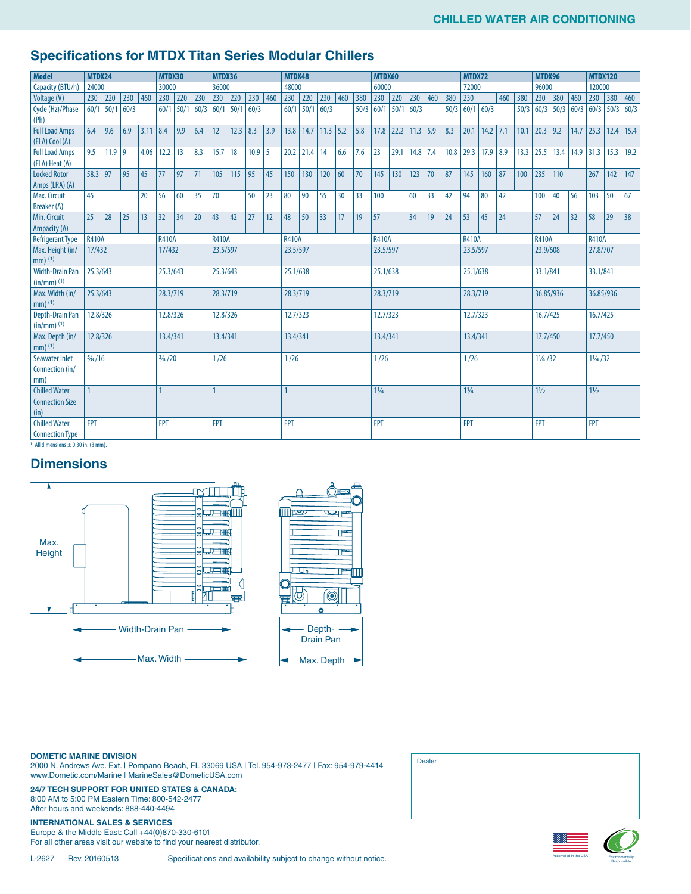## Specifications for MTDX Titan Series Modular Chillers

| Model | MTDX24 | | | | MTDX30 | | | MTDX36 | | | | MTDX48 | | | | | MTDX60 | | | | | MTDX72 | | | | MTDX96 | | | MTDX120 | | |
|---|---|---|---|---|---|---|---|---|---|---|---|---|---|---|---|---|---|---|---|---|---|---|---|---|---|---|---|---|---|---|---|
| Capacity (BTU/h) | 24000 | | | | 30000 | | | 36000 | | | | 48000 | | | | | 60000 | | | | | 72000 | | | | 96000 | | | 120000 | | |
| Voltage (V) | 230 | 220 | 230 | 460 | 230 | 220 | 230 | 230 | 220 | 230 | 460 | 230 | 220 | 230 | 460 | 380 | 230 | 220 | 230 | 460 | 380 | 230 | | 460 | 380 | 230 | 380 | 460 | 230 | 380 | 460 |
| Cycle (Hz)/Phase (Ph) | 60/1 | 50/1 | 60/3 | | 60/1 | 50/1 | 60/3 | 60/1 | 50/1 | 60/3 | | 60/1 | 50/1 | 60/3 | | 50/3 | 60/1 | 50/1 | 60/3 | | 50/3 | 60/1 | 60/3 | | 50/3 | 60/3 | 50/3 | 60/3 | 60/3 | 50/3 | 60/3 |
| Full Load Amps (FLA) Cool (A) | 6.4 | 9.6 | 6.9 | 3.11 | 8.4 | 9.9 | 6.4 | 12 | 12.3 | 8.3 | 3.9 | 13.8 | 14.7 | 11.3 | 5.2 | 5.8 | 17.8 | 22.2 | 11.3 | 5.9 | 8.3 | 20.1 | 14.2 | 7.1 | 10.1 | 20.3 | 9.2 | 14.7 | 25.3 | 12.4 | 15.4 |
| Full Load Amps (FLA) Heat (A) | 9.5 | 11.9 | 9 | 4.06 | 12.2 | 13 | 8.3 | 15.7 | 18 | 10.9 | 5 | 20.2 | 21.4 | 14 | 6.6 | 7.6 | 23 | 29.1 | 14.8 | 7.4 | 10.8 | 29.3 | 17.9 | 8.9 | 13.3 | 25.5 | 13.4 | 14.9 | 31.3 | 15.3 | 19.2 |
| Locked Rotor Amps (LRA) (A) | 58.3 | 97 | 95 | 45 | 77 | 97 | 71 | 105 | 115 | 95 | 45 | 150 | 130 | 120 | 60 | 70 | 145 | 130 | 123 | 70 | 87 | 145 | 160 | 87 | 100 | 235 | 110 | | 267 | 142 | 147 |
| Max. Circuit Breaker (A) | 45 | | | 20 | 56 | 60 | 35 | 70 | | 50 | 23 | 80 | 90 | 55 | 30 | 33 | 100 | | 60 | 33 | 42 | 94 | 80 | 42 | | 100 | 40 | 56 | 103 | 50 | 67 |
| Min. Circuit Ampacity (A) | 25 | 28 | 25 | 13 | 32 | 34 | 20 | 43 | 42 | 27 | 12 | 48 | 50 | 33 | 17 | 19 | 57 | | 34 | 19 | 24 | 53 | 45 | 24 | | 57 | 24 | 32 | 58 | 29 | 38 |
| Refrigerant Type | R410A | | | | R410A | | | R410A | | | | R410A | | | | | R410A | | | | | R410A | | | | R410A | | | R410A | | |
| Max. Height (in/mm) [1] | 17/432 | | | | 17/432 | | | 23.5/597 | | | | 23.5/597 | | | | | 23.5/597 | | | | | 23.5/597 | | | | 23.9/608 | | | 27.8/707 | | |
| Width-Drain Pan (in/mm) [1] | 25.3/643 | | | | 25.3/643 | | | 25.3/643 | | | | 25.1/638 | | | | | 25.1/638 | | | | | 25.1/638 | | | | 33.1/841 | | | 33.1/841 | | |
| Max. Width (in/mm) [1] | 25.3/643 | | | | 28.3/719 | | | 28.3/719 | | | | 28.3/719 | | | | | 28.3/719 | | | | | 28.3/719 | | | | 36.85/936 | | | 36.85/936 | | |
| Depth-Drain Pan (in/mm) [1] | 12.8/326 | | | | 12.8/326 | | | 12.8/326 | | | | 12.7/323 | | | | | 12.7/323 | | | | | 12.7/323 | | | | 16.7/425 | | | 16.7/425 | | |
| Max. Depth (in/mm) [1] | 12.8/326 | | | | 13.4/341 | | | 13.4/341 | | | | 13.4/341 | | | | | 13.4/341 | | | | | 13.4/341 | | | | 17.7/450 | | | 17.7/450 | | |
| Seawater Inlet Connection (in/mm) | ⅝ /16 | | | | ¾ /20 | | | 1 /26 | | | | 1 /26 | | | | | 1 /26 | | | | | 1 /26 | | | | 1¼ /32 | | | 1¼ /32 | | |
| Chilled Water Connection Size (in) | 1 | | | | 1 | | | 1 | | | | 1 | | | | | 1¼ | | | | | 1¼ | | | | 1½ | | | 1½ | | |
| Chilled Water Connection Type | FPT | | | | FPT | | | FPT | | | | FPT | | | | | FPT | | | | | FPT | | | | FPT | | | FPT | | |

[1] All dimensions ± 0.30 in. (8 mm).

## Dimensions

Max. Height

Width-Drain Pan

Max. Width

Depth-Drain Pan

Max. Depth

**DOMETIC MARINE DIVISION**
2000 N. Andrews Ave. Ext. | Pompano Beach, FL 33069 USA | Tel. 954-973-2477 | Fax: 954-979-4414
www.Dometic.com/Marine | MarineSales@DometicUSA.com

**24/7 TECH SUPPORT FOR UNITED STATES & CANADA:**
8:00 AM to 5:00 PM Eastern Time: 800-542-2477
After hours and weekends: 888-440-4494

**INTERNATIONAL SALES & SERVICES**
Europe & the Middle East: Call +44(0)870-330-6101
For all other areas visit our website to find your nearest distributor.

Dealer

Assembled in the USA

Environmentally Responsible

L-2627 Rev. 20160513 Specifications and availability subject to change without notice.